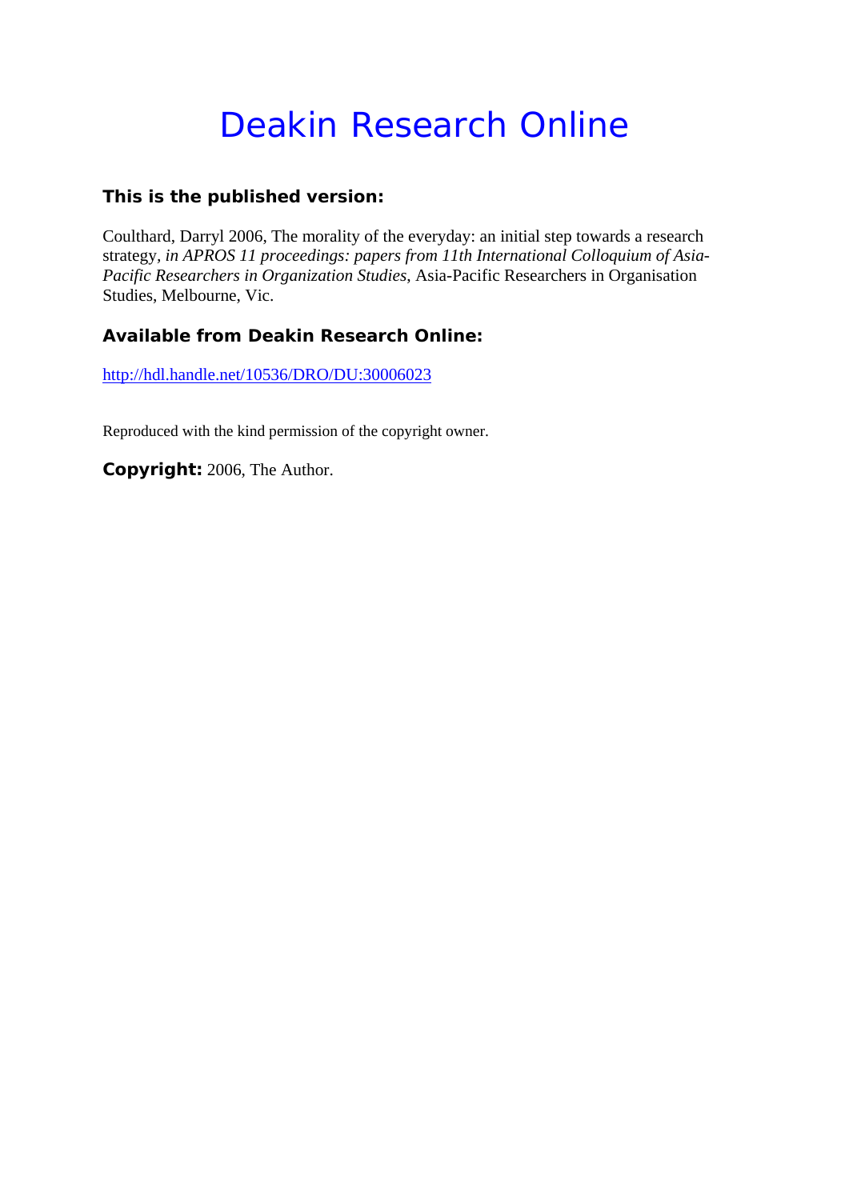# Deakin Research Online

### This is the published version:

Coulthard, Darryl 2006, The morality of the everyday: an initial step towards a research strategy, *in APROS 11 proceedings: papers from 11th International Colloquium of Asia-Pacific Researchers in Organization Studies*, Asia-Pacific Researchers in Organisation Studies, Melbourne, Vic.

### Available from Deakin Research Online:

http://hdl.handle.net/10536/DRO/DU:30006023

Reproduced with the kind permission of the copyright owner.

**Copyright:** 2006, The Author.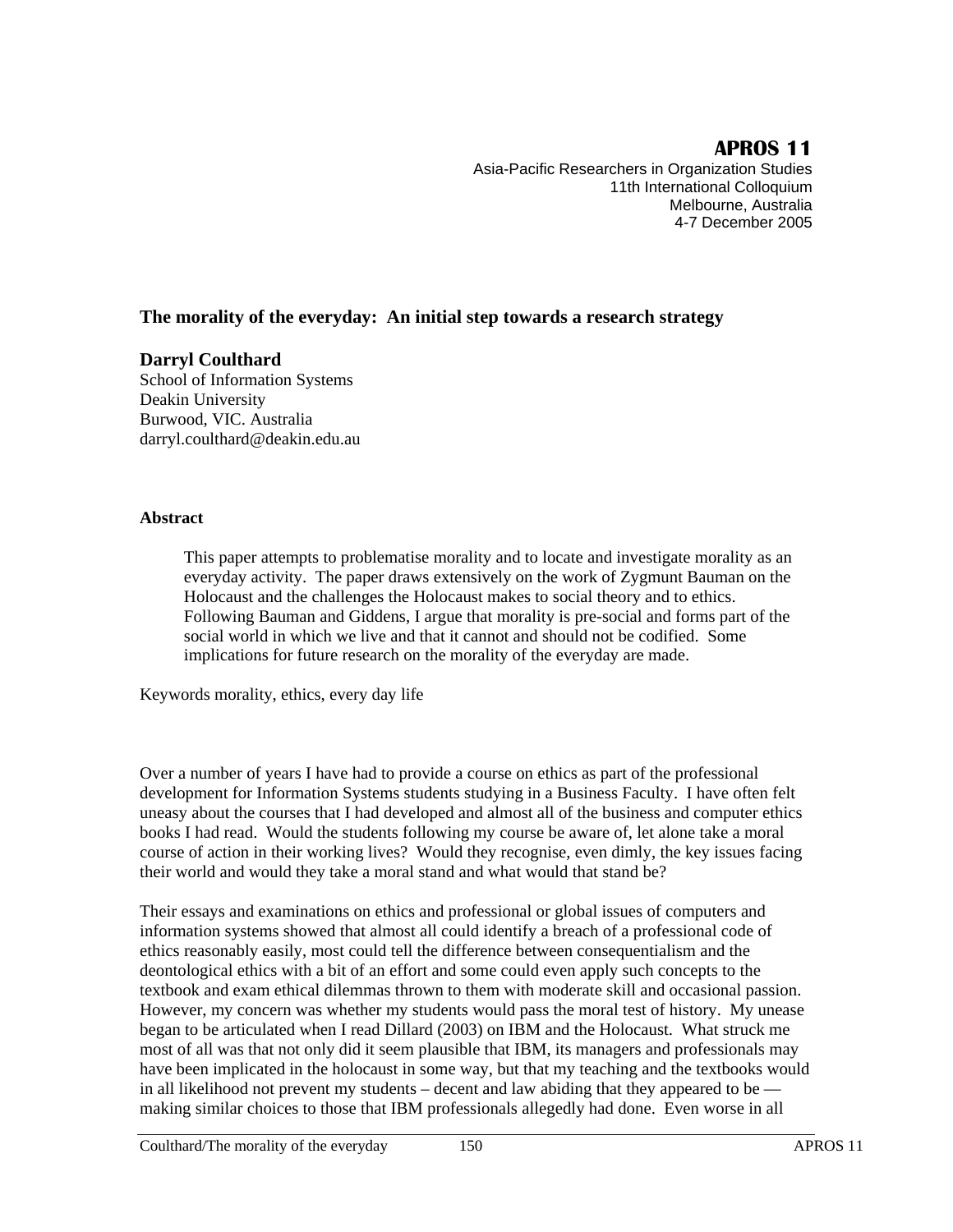**APROS 11**

Asia-Pacific Researchers in Organization Studies
11th International Colloquium
Melbourne, Australia
4-7 December 2005

## The morality of the everyday: An initial step towards a research strategy

**Darryl Coulthard**
School of Information Systems
Deakin University
Burwood, VIC. Australia
darryl.coulthard@deakin.edu.au

### Abstract

> This paper attempts to problematise morality and to locate and investigate morality as an everyday activity. The paper draws extensively on the work of Zygmunt Bauman on the Holocaust and the challenges the Holocaust makes to social theory and to ethics. Following Bauman and Giddens, I argue that morality is pre-social and forms part of the social world in which we live and that it cannot and should not be codified. Some implications for future research on the morality of the everyday are made.

Keywords morality, ethics, every day life

Over a number of years I have had to provide a course on ethics as part of the professional development for Information Systems students studying in a Business Faculty. I have often felt uneasy about the courses that I had developed and almost all of the business and computer ethics books I had read. Would the students following my course be aware of, let alone take a moral course of action in their working lives? Would they recognise, even dimly, the key issues facing their world and would they take a moral stand and what would that stand be?

Their essays and examinations on ethics and professional or global issues of computers and information systems showed that almost all could identify a breach of a professional code of ethics reasonably easily, most could tell the difference between consequentialism and the deontological ethics with a bit of an effort and some could even apply such concepts to the textbook and exam ethical dilemmas thrown to them with moderate skill and occasional passion. However, my concern was whether my students would pass the moral test of history. My unease began to be articulated when I read Dillard (2003) on IBM and the Holocaust. What struck me most of all was that not only did it seem plausible that IBM, its managers and professionals may have been implicated in the holocaust in some way, but that my teaching and the textbooks would in all likelihood not prevent my students – decent and law abiding that they appeared to be — making similar choices to those that IBM professionals allegedly had done. Even worse in all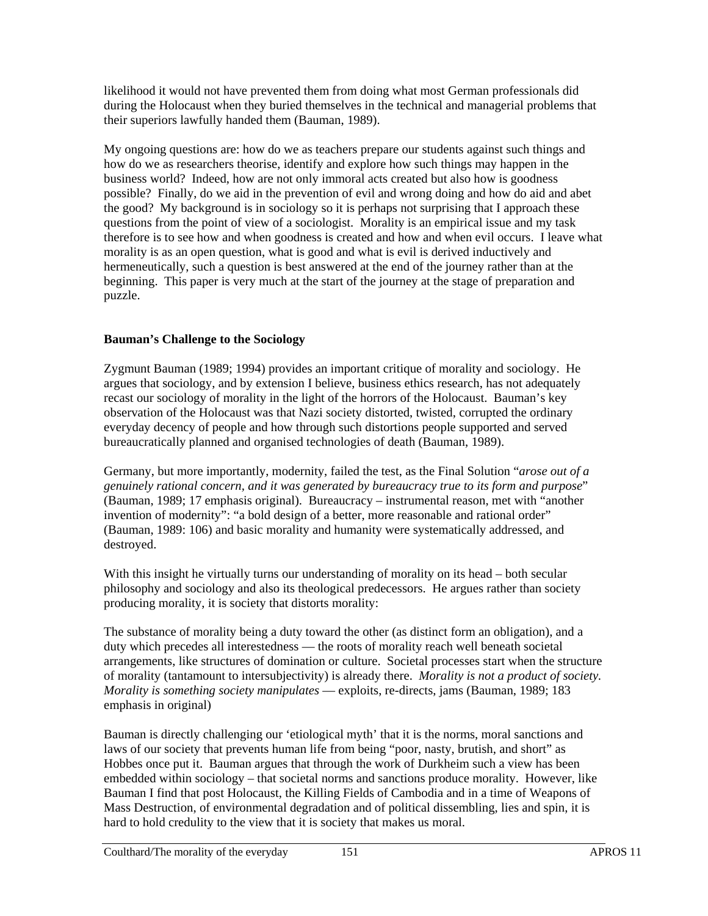likelihood it would not have prevented them from doing what most German professionals did during the Holocaust when they buried themselves in the technical and managerial problems that their superiors lawfully handed them (Bauman, 1989).

My ongoing questions are: how do we as teachers prepare our students against such things and how do we as researchers theorise, identify and explore how such things may happen in the business world? Indeed, how are not only immoral acts created but also how is goodness possible? Finally, do we aid in the prevention of evil and wrong doing and how do aid and abet the good? My background is in sociology so it is perhaps not surprising that I approach these questions from the point of view of a sociologist. Morality is an empirical issue and my task therefore is to see how and when goodness is created and how and when evil occurs. I leave what morality is as an open question, what is good and what is evil is derived inductively and hermeneutically, such a question is best answered at the end of the journey rather than at the beginning. This paper is very much at the start of the journey at the stage of preparation and puzzle.

**Bauman's Challenge to the Sociology**

Zygmunt Bauman (1989; 1994) provides an important critique of morality and sociology. He argues that sociology, and by extension I believe, business ethics research, has not adequately recast our sociology of morality in the light of the horrors of the Holocaust. Bauman's key observation of the Holocaust was that Nazi society distorted, twisted, corrupted the ordinary everyday decency of people and how through such distortions people supported and served bureaucratically planned and organised technologies of death (Bauman, 1989).

Germany, but more importantly, modernity, failed the test, as the Final Solution "*arose out of a genuinely rational concern, and it was generated by bureaucracy true to its form and purpose*" (Bauman, 1989; 17 emphasis original). Bureaucracy – instrumental reason, met with "another invention of modernity": "a bold design of a better, more reasonable and rational order" (Bauman, 1989: 106) and basic morality and humanity were systematically addressed, and destroyed.

With this insight he virtually turns our understanding of morality on its head – both secular philosophy and sociology and also its theological predecessors. He argues rather than society producing morality, it is society that distorts morality:

The substance of morality being a duty toward the other (as distinct form an obligation), and a duty which precedes all interestedness — the roots of morality reach well beneath societal arrangements, like structures of domination or culture. Societal processes start when the structure of morality (tantamount to intersubjectivity) is already there. *Morality is not a product of society. Morality is something society manipulates* — exploits, re-directs, jams (Bauman, 1989; 183 emphasis in original)

Bauman is directly challenging our 'etiological myth' that it is the norms, moral sanctions and laws of our society that prevents human life from being "poor, nasty, brutish, and short" as Hobbes once put it. Bauman argues that through the work of Durkheim such a view has been embedded within sociology – that societal norms and sanctions produce morality. However, like Bauman I find that post Holocaust, the Killing Fields of Cambodia and in a time of Weapons of Mass Destruction, of environmental degradation and of political dissembling, lies and spin, it is hard to hold credulity to the view that it is society that makes us moral.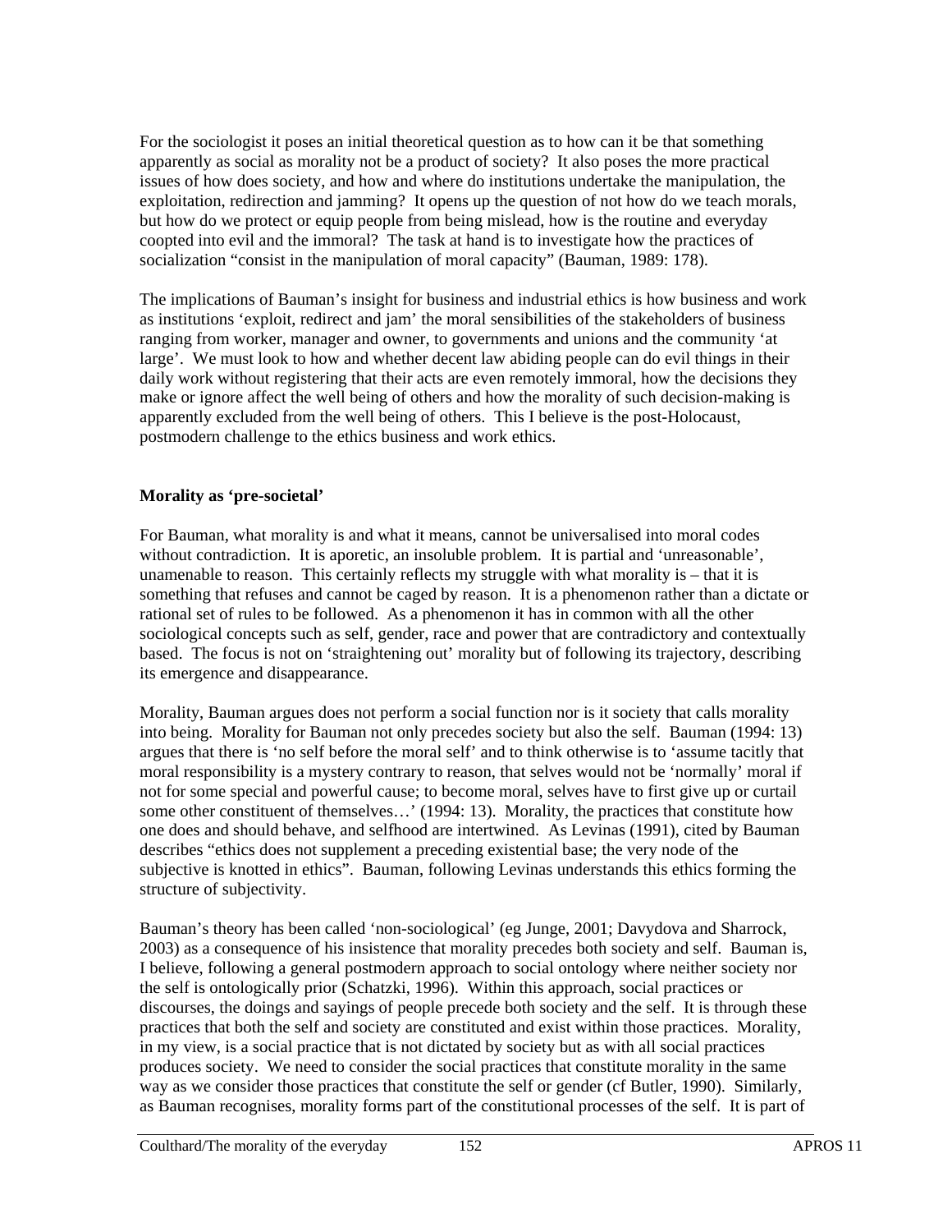For the sociologist it poses an initial theoretical question as to how can it be that something apparently as social as morality not be a product of society? It also poses the more practical issues of how does society, and how and where do institutions undertake the manipulation, the exploitation, redirection and jamming? It opens up the question of not how do we teach morals, but how do we protect or equip people from being mislead, how is the routine and everyday coopted into evil and the immoral? The task at hand is to investigate how the practices of socialization "consist in the manipulation of moral capacity" (Bauman, 1989: 178).

The implications of Bauman's insight for business and industrial ethics is how business and work as institutions 'exploit, redirect and jam' the moral sensibilities of the stakeholders of business ranging from worker, manager and owner, to governments and unions and the community 'at large'. We must look to how and whether decent law abiding people can do evil things in their daily work without registering that their acts are even remotely immoral, how the decisions they make or ignore affect the well being of others and how the morality of such decision-making is apparently excluded from the well being of others. This I believe is the post-Holocaust, postmodern challenge to the ethics business and work ethics.

### Morality as 'pre-societal'

For Bauman, what morality is and what it means, cannot be universalised into moral codes without contradiction. It is aporetic, an insoluble problem. It is partial and 'unreasonable', unamenable to reason. This certainly reflects my struggle with what morality is – that it is something that refuses and cannot be caged by reason. It is a phenomenon rather than a dictate or rational set of rules to be followed. As a phenomenon it has in common with all the other sociological concepts such as self, gender, race and power that are contradictory and contextually based. The focus is not on 'straightening out' morality but of following its trajectory, describing its emergence and disappearance.

Morality, Bauman argues does not perform a social function nor is it society that calls morality into being. Morality for Bauman not only precedes society but also the self. Bauman (1994: 13) argues that there is 'no self before the moral self' and to think otherwise is to 'assume tacitly that moral responsibility is a mystery contrary to reason, that selves would not be 'normally' moral if not for some special and powerful cause; to become moral, selves have to first give up or curtail some other constituent of themselves…' (1994: 13). Morality, the practices that constitute how one does and should behave, and selfhood are intertwined. As Levinas (1991), cited by Bauman describes "ethics does not supplement a preceding existential base; the very node of the subjective is knotted in ethics". Bauman, following Levinas understands this ethics forming the structure of subjectivity.

Bauman's theory has been called 'non-sociological' (eg Junge, 2001; Davydova and Sharrock, 2003) as a consequence of his insistence that morality precedes both society and self. Bauman is, I believe, following a general postmodern approach to social ontology where neither society nor the self is ontologically prior (Schatzki, 1996). Within this approach, social practices or discourses, the doings and sayings of people precede both society and the self. It is through these practices that both the self and society are constituted and exist within those practices. Morality, in my view, is a social practice that is not dictated by society but as with all social practices produces society. We need to consider the social practices that constitute morality in the same way as we consider those practices that constitute the self or gender (cf Butler, 1990). Similarly, as Bauman recognises, morality forms part of the constitutional processes of the self. It is part of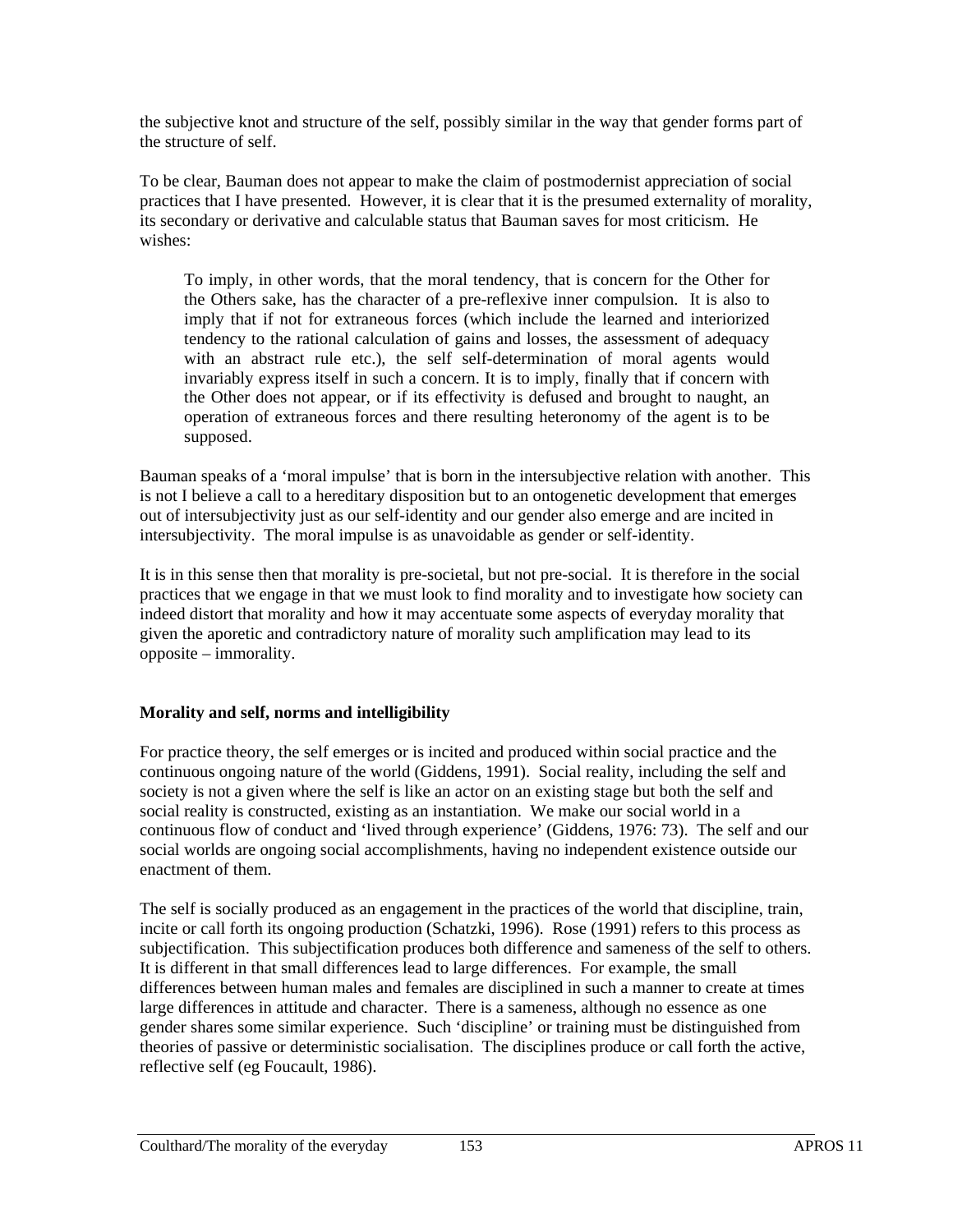the subjective knot and structure of the self, possibly similar in the way that gender forms part of the structure of self.

To be clear, Bauman does not appear to make the claim of postmodernist appreciation of social practices that I have presented. However, it is clear that it is the presumed externality of morality, its secondary or derivative and calculable status that Bauman saves for most criticism. He wishes:

> To imply, in other words, that the moral tendency, that is concern for the Other for the Others sake, has the character of a pre-reflexive inner compulsion. It is also to imply that if not for extraneous forces (which include the learned and interiorized tendency to the rational calculation of gains and losses, the assessment of adequacy with an abstract rule etc.), the self self-determination of moral agents would invariably express itself in such a concern. It is to imply, finally that if concern with the Other does not appear, or if its effectivity is defused and brought to naught, an operation of extraneous forces and there resulting heteronomy of the agent is to be supposed.

Bauman speaks of a 'moral impulse' that is born in the intersubjective relation with another. This is not I believe a call to a hereditary disposition but to an ontogenetic development that emerges out of intersubjectivity just as our self-identity and our gender also emerge and are incited in intersubjectivity. The moral impulse is as unavoidable as gender or self-identity.

It is in this sense then that morality is pre-societal, but not pre-social. It is therefore in the social practices that we engage in that we must look to find morality and to investigate how society can indeed distort that morality and how it may accentuate some aspects of everyday morality that given the aporetic and contradictory nature of morality such amplification may lead to its opposite – immorality.

**Morality and self, norms and intelligibility**

For practice theory, the self emerges or is incited and produced within social practice and the continuous ongoing nature of the world (Giddens, 1991). Social reality, including the self and society is not a given where the self is like an actor on an existing stage but both the self and social reality is constructed, existing as an instantiation. We make our social world in a continuous flow of conduct and 'lived through experience' (Giddens, 1976: 73). The self and our social worlds are ongoing social accomplishments, having no independent existence outside our enactment of them.

The self is socially produced as an engagement in the practices of the world that discipline, train, incite or call forth its ongoing production (Schatzki, 1996). Rose (1991) refers to this process as subjectification. This subjectification produces both difference and sameness of the self to others. It is different in that small differences lead to large differences. For example, the small differences between human males and females are disciplined in such a manner to create at times large differences in attitude and character. There is a sameness, although no essence as one gender shares some similar experience. Such 'discipline' or training must be distinguished from theories of passive or deterministic socialisation. The disciplines produce or call forth the active, reflective self (eg Foucault, 1986).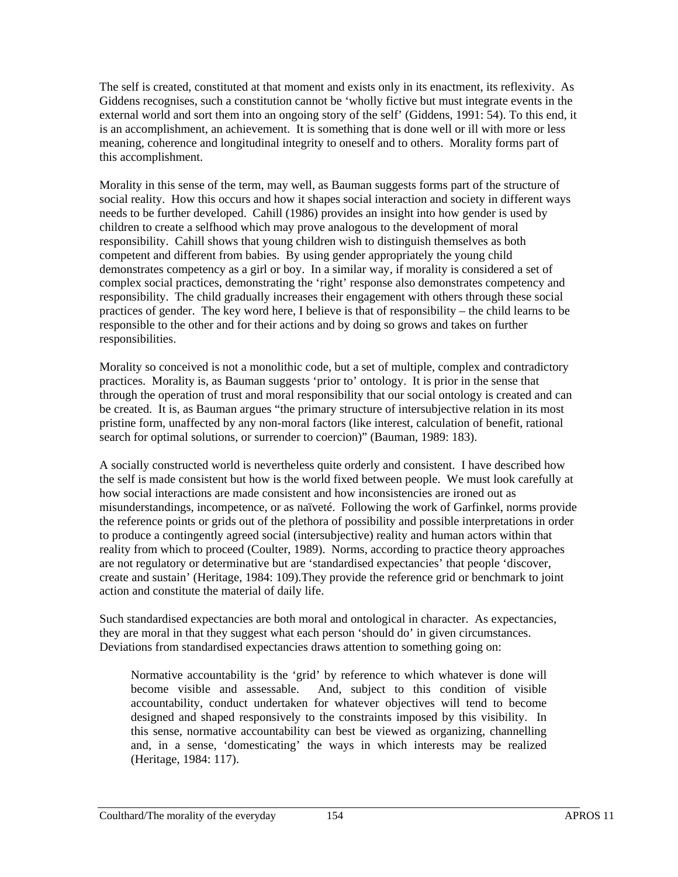The self is created, constituted at that moment and exists only in its enactment, its reflexivity. As Giddens recognises, such a constitution cannot be 'wholly fictive but must integrate events in the external world and sort them into an ongoing story of the self' (Giddens, 1991: 54). To this end, it is an accomplishment, an achievement. It is something that is done well or ill with more or less meaning, coherence and longitudinal integrity to oneself and to others. Morality forms part of this accomplishment.

Morality in this sense of the term, may well, as Bauman suggests forms part of the structure of social reality. How this occurs and how it shapes social interaction and society in different ways needs to be further developed. Cahill (1986) provides an insight into how gender is used by children to create a selfhood which may prove analogous to the development of moral responsibility. Cahill shows that young children wish to distinguish themselves as both competent and different from babies. By using gender appropriately the young child demonstrates competency as a girl or boy. In a similar way, if morality is considered a set of complex social practices, demonstrating the 'right' response also demonstrates competency and responsibility. The child gradually increases their engagement with others through these social practices of gender. The key word here, I believe is that of responsibility – the child learns to be responsible to the other and for their actions and by doing so grows and takes on further responsibilities.

Morality so conceived is not a monolithic code, but a set of multiple, complex and contradictory practices. Morality is, as Bauman suggests 'prior to' ontology. It is prior in the sense that through the operation of trust and moral responsibility that our social ontology is created and can be created. It is, as Bauman argues "the primary structure of intersubjective relation in its most pristine form, unaffected by any non-moral factors (like interest, calculation of benefit, rational search for optimal solutions, or surrender to coercion)" (Bauman, 1989: 183).

A socially constructed world is nevertheless quite orderly and consistent. I have described how the self is made consistent but how is the world fixed between people. We must look carefully at how social interactions are made consistent and how inconsistencies are ironed out as misunderstandings, incompetence, or as naïveté. Following the work of Garfinkel, norms provide the reference points or grids out of the plethora of possibility and possible interpretations in order to produce a contingently agreed social (intersubjective) reality and human actors within that reality from which to proceed (Coulter, 1989). Norms, according to practice theory approaches are not regulatory or determinative but are 'standardised expectancies' that people 'discover, create and sustain' (Heritage, 1984: 109).They provide the reference grid or benchmark to joint action and constitute the material of daily life.

Such standardised expectancies are both moral and ontological in character. As expectancies, they are moral in that they suggest what each person 'should do' in given circumstances. Deviations from standardised expectancies draws attention to something going on:

> Normative accountability is the 'grid' by reference to which whatever is done will become visible and assessable. And, subject to this condition of visible accountability, conduct undertaken for whatever objectives will tend to become designed and shaped responsively to the constraints imposed by this visibility. In this sense, normative accountability can best be viewed as organizing, channelling and, in a sense, 'domesticating' the ways in which interests may be realized (Heritage, 1984: 117).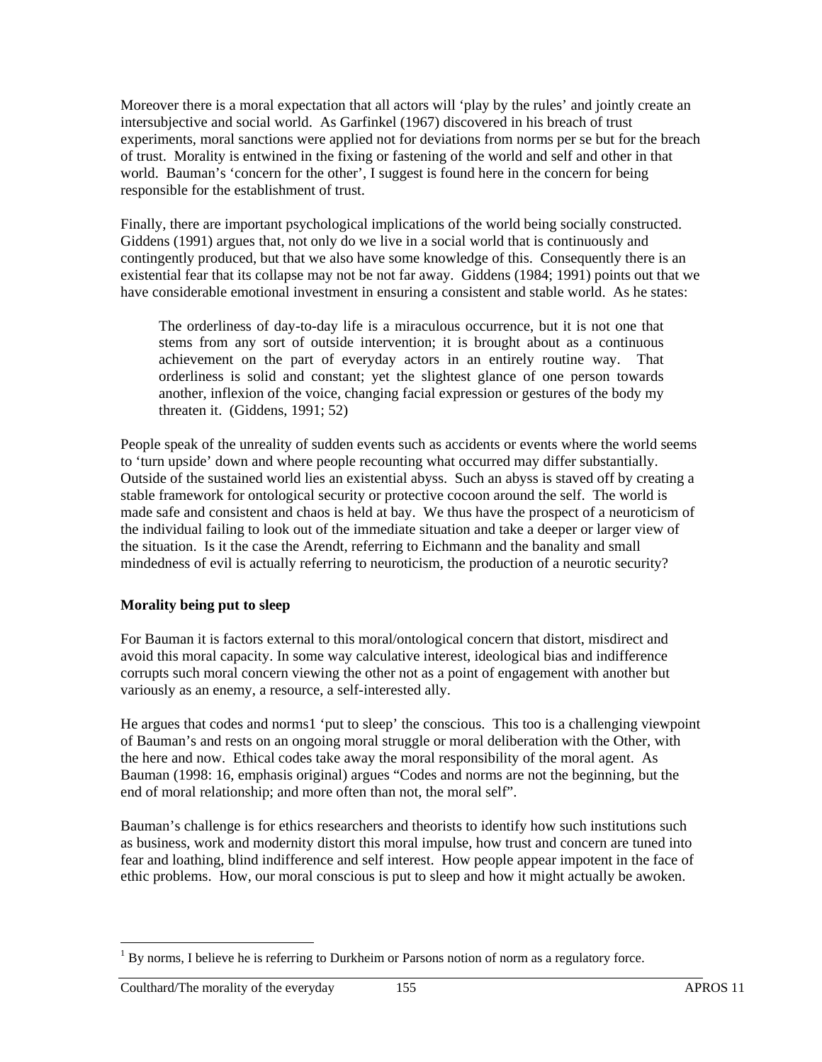Moreover there is a moral expectation that all actors will 'play by the rules' and jointly create an intersubjective and social world. As Garfinkel (1967) discovered in his breach of trust experiments, moral sanctions were applied not for deviations from norms per se but for the breach of trust. Morality is entwined in the fixing or fastening of the world and self and other in that world. Bauman's 'concern for the other', I suggest is found here in the concern for being responsible for the establishment of trust.

Finally, there are important psychological implications of the world being socially constructed. Giddens (1991) argues that, not only do we live in a social world that is continuously and contingently produced, but that we also have some knowledge of this. Consequently there is an existential fear that its collapse may not be not far away. Giddens (1984; 1991) points out that we have considerable emotional investment in ensuring a consistent and stable world. As he states:

> The orderliness of day-to-day life is a miraculous occurrence, but it is not one that stems from any sort of outside intervention; it is brought about as a continuous achievement on the part of everyday actors in an entirely routine way. That orderliness is solid and constant; yet the slightest glance of one person towards another, inflexion of the voice, changing facial expression or gestures of the body my threaten it. (Giddens, 1991; 52)

People speak of the unreality of sudden events such as accidents or events where the world seems to 'turn upside' down and where people recounting what occurred may differ substantially. Outside of the sustained world lies an existential abyss. Such an abyss is staved off by creating a stable framework for ontological security or protective cocoon around the self. The world is made safe and consistent and chaos is held at bay. We thus have the prospect of a neuroticism of the individual failing to look out of the immediate situation and take a deeper or larger view of the situation. Is it the case the Arendt, referring to Eichmann and the banality and small mindedness of evil is actually referring to neuroticism, the production of a neurotic security?

## Morality being put to sleep

For Bauman it is factors external to this moral/ontological concern that distort, misdirect and avoid this moral capacity. In some way calculative interest, ideological bias and indifference corrupts such moral concern viewing the other not as a point of engagement with another but variously as an enemy, a resource, a self-interested ally.

He argues that codes and norms1 'put to sleep' the conscious. This too is a challenging viewpoint of Bauman's and rests on an ongoing moral struggle or moral deliberation with the Other, with the here and now. Ethical codes take away the moral responsibility of the moral agent. As Bauman (1998: 16, emphasis original) argues "Codes and norms are not the beginning, but the end of moral relationship; and more often than not, the moral self".

Bauman's challenge is for ethics researchers and theorists to identify how such institutions such as business, work and modernity distort this moral impulse, how trust and concern are tuned into fear and loathing, blind indifference and self interest. How people appear impotent in the face of ethic problems. How, our moral conscious is put to sleep and how it might actually be awoken.

---

[1] By norms, I believe he is referring to Durkheim or Parsons notion of norm as a regulatory force.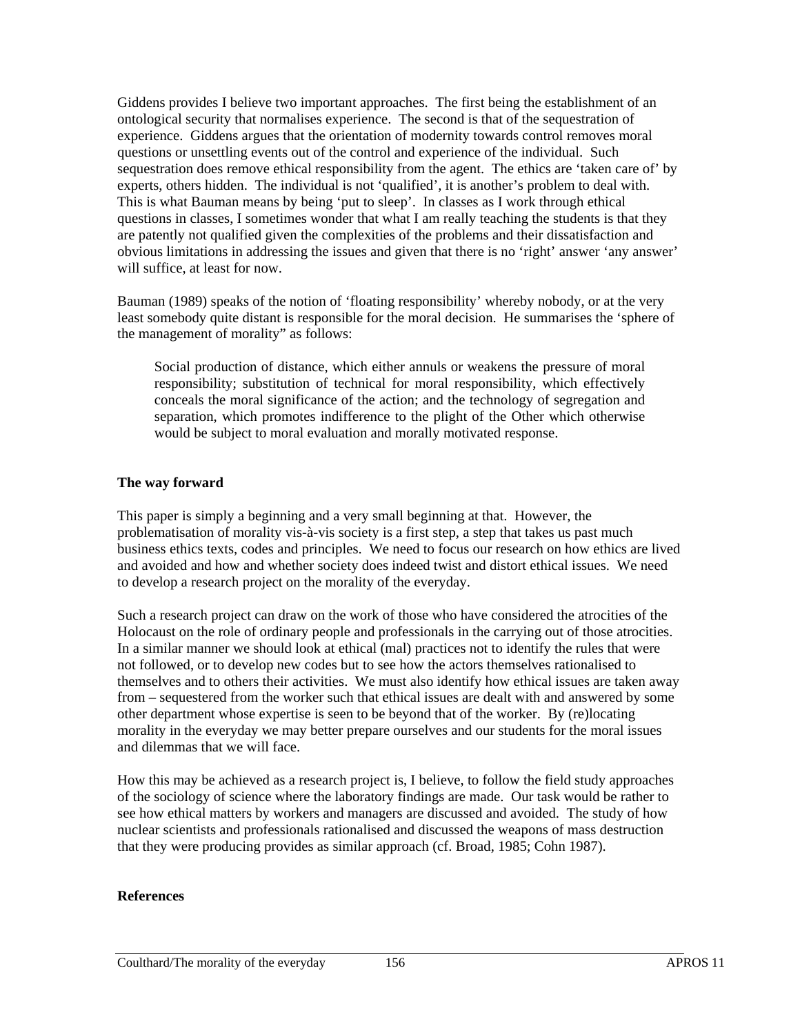Giddens provides I believe two important approaches. The first being the establishment of an ontological security that normalises experience. The second is that of the sequestration of experience. Giddens argues that the orientation of modernity towards control removes moral questions or unsettling events out of the control and experience of the individual. Such sequestration does remove ethical responsibility from the agent. The ethics are 'taken care of' by experts, others hidden. The individual is not 'qualified', it is another's problem to deal with. This is what Bauman means by being 'put to sleep'. In classes as I work through ethical questions in classes, I sometimes wonder that what I am really teaching the students is that they are patently not qualified given the complexities of the problems and their dissatisfaction and obvious limitations in addressing the issues and given that there is no 'right' answer 'any answer' will suffice, at least for now.

Bauman (1989) speaks of the notion of 'floating responsibility' whereby nobody, or at the very least somebody quite distant is responsible for the moral decision. He summarises the 'sphere of the management of morality" as follows:

> Social production of distance, which either annuls or weakens the pressure of moral responsibility; substitution of technical for moral responsibility, which effectively conceals the moral significance of the action; and the technology of segregation and separation, which promotes indifference to the plight of the Other which otherwise would be subject to moral evaluation and morally motivated response.

**The way forward**

This paper is simply a beginning and a very small beginning at that. However, the problematisation of morality vis-à-vis society is a first step, a step that takes us past much business ethics texts, codes and principles. We need to focus our research on how ethics are lived and avoided and how and whether society does indeed twist and distort ethical issues. We need to develop a research project on the morality of the everyday.

Such a research project can draw on the work of those who have considered the atrocities of the Holocaust on the role of ordinary people and professionals in the carrying out of those atrocities. In a similar manner we should look at ethical (mal) practices not to identify the rules that were not followed, or to develop new codes but to see how the actors themselves rationalised to themselves and to others their activities. We must also identify how ethical issues are taken away from – sequestered from the worker such that ethical issues are dealt with and answered by some other department whose expertise is seen to be beyond that of the worker. By (re)locating morality in the everyday we may better prepare ourselves and our students for the moral issues and dilemmas that we will face.

How this may be achieved as a research project is, I believe, to follow the field study approaches of the sociology of science where the laboratory findings are made. Our task would be rather to see how ethical matters by workers and managers are discussed and avoided. The study of how nuclear scientists and professionals rationalised and discussed the weapons of mass destruction that they were producing provides as similar approach (cf. Broad, 1985; Cohn 1987).

**References**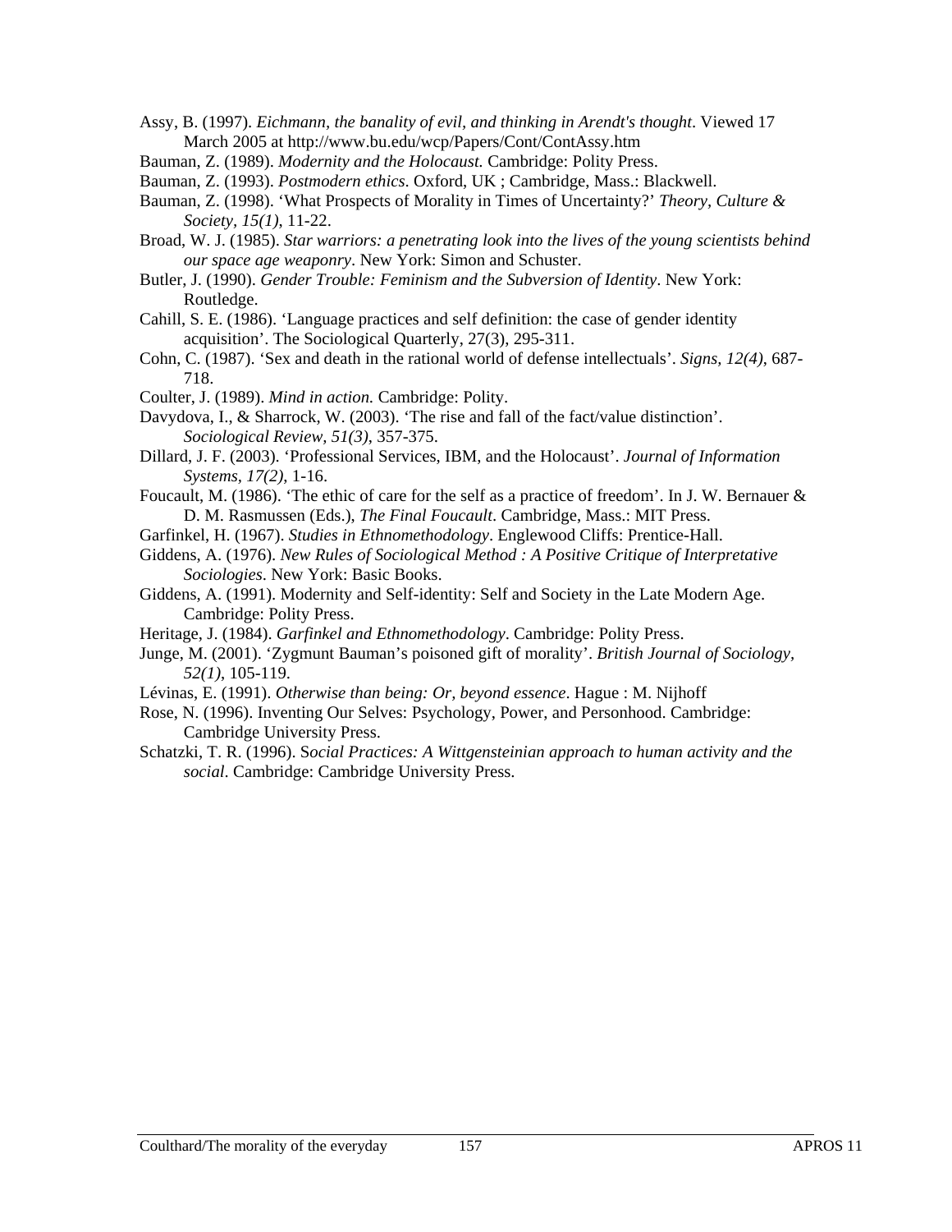Assy, B. (1997). *Eichmann, the banality of evil, and thinking in Arendt's thought*. Viewed 17 March 2005 at http://www.bu.edu/wcp/Papers/Cont/ContAssy.htm

Bauman, Z. (1989). *Modernity and the Holocaust.* Cambridge: Polity Press.

Bauman, Z. (1993). *Postmodern ethics*. Oxford, UK ; Cambridge, Mass.: Blackwell.

Bauman, Z. (1998). 'What Prospects of Morality in Times of Uncertainty?' *Theory, Culture & Society, 15(1)*, 11-22.

Broad, W. J. (1985). *Star warriors: a penetrating look into the lives of the young scientists behind our space age weaponry*. New York: Simon and Schuster.

Butler, J. (1990). *Gender Trouble: Feminism and the Subversion of Identity*. New York: Routledge.

Cahill, S. E. (1986). 'Language practices and self definition: the case of gender identity acquisition'. The Sociological Quarterly, 27(3), 295-311.

Cohn, C. (1987). 'Sex and death in the rational world of defense intellectuals'. *Signs, 12(4)*, 687-718.

Coulter, J. (1989). *Mind in action.* Cambridge: Polity.

Davydova, I., & Sharrock, W. (2003). 'The rise and fall of the fact/value distinction'. *Sociological Review, 51(3)*, 357-375.

Dillard, J. F. (2003). 'Professional Services, IBM, and the Holocaust'. *Journal of Information Systems, 17(2)*, 1-16.

Foucault, M. (1986). 'The ethic of care for the self as a practice of freedom'. In J. W. Bernauer & D. M. Rasmussen (Eds.), *The Final Foucault*. Cambridge, Mass.: MIT Press.

Garfinkel, H. (1967). *Studies in Ethnomethodology*. Englewood Cliffs: Prentice-Hall.

Giddens, A. (1976). *New Rules of Sociological Method : A Positive Critique of Interpretative Sociologies*. New York: Basic Books.

Giddens, A. (1991). Modernity and Self-identity: Self and Society in the Late Modern Age. Cambridge: Polity Press.

Heritage, J. (1984). *Garfinkel and Ethnomethodology*. Cambridge: Polity Press.

Junge, M. (2001). 'Zygmunt Bauman's poisoned gift of morality'. *British Journal of Sociology, 52(1)*, 105-119.

Lévinas, E. (1991). *Otherwise than being: Or, beyond essence*. Hague : M. Nijhoff

Rose, N. (1996). Inventing Our Selves: Psychology, Power, and Personhood. Cambridge: Cambridge University Press.

Schatzki, T. R. (1996). S*ocial Practices: A Wittgensteinian approach to human activity and the social*. Cambridge: Cambridge University Press.